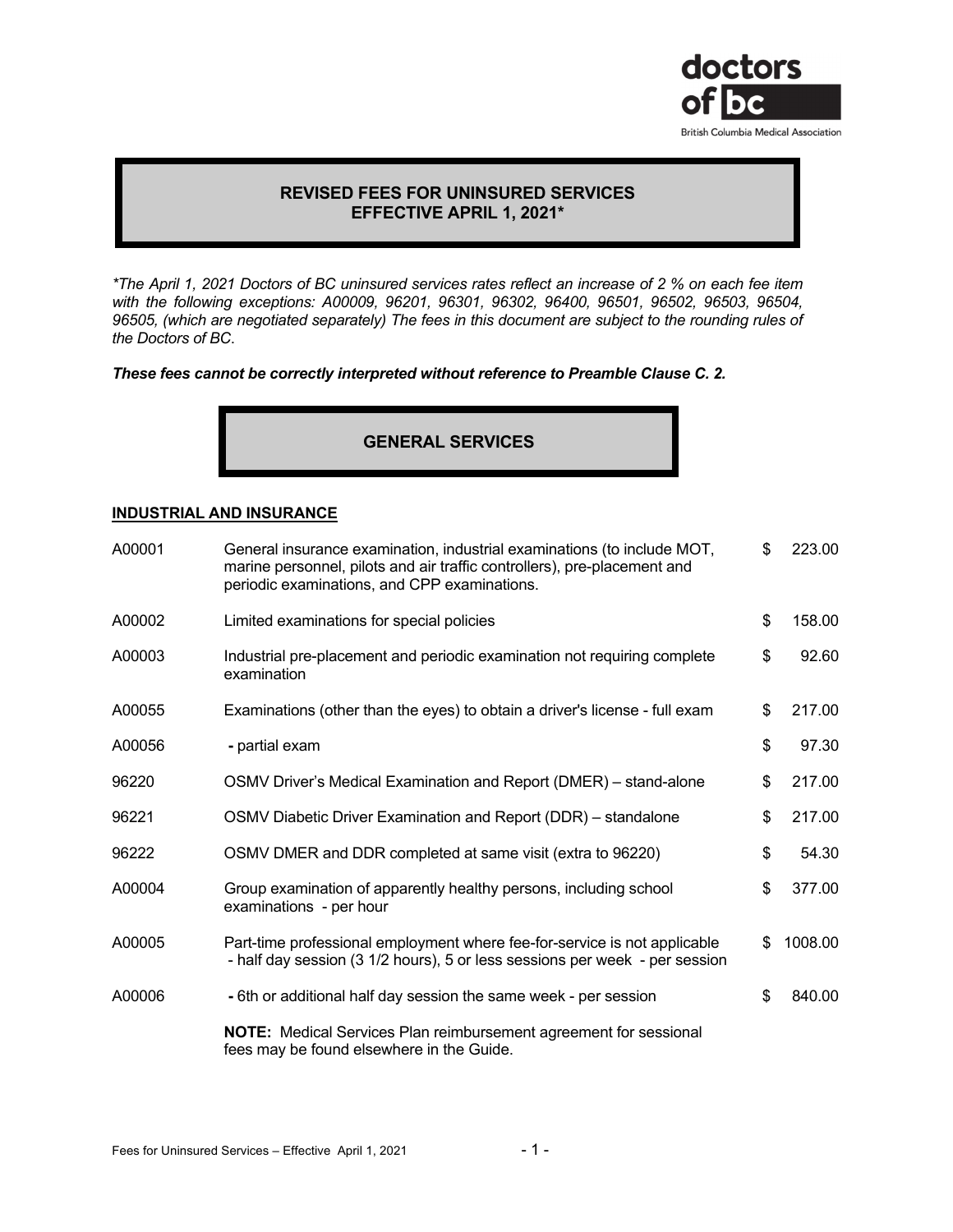# REVISED FEES FOR UNINSURED SERVICES
# EFFECTIVE APRIL 1, 2021*

*\*The April 1, 2021 Doctors of BC uninsured services rates reflect an increase of 2 % on each fee item with the following exceptions: A00009, 96201, 96301, 96302, 96400, 96501, 96502, 96503, 96504, 96505, (which are negotiated separately) The fees in this document are subject to the rounding rules of the Doctors of BC.*

***These fees cannot be correctly interpreted without reference to Preamble Clause C. 2.***

## GENERAL SERVICES

### INDUSTRIAL AND INSURANCE

| Code | Description | Fee |
|---|---|---|
| A00001 | General insurance examination, industrial examinations (to include MOT, marine personnel, pilots and air traffic controllers), pre-placement and periodic examinations, and CPP examinations. | $ 223.00 |
| A00002 | Limited examinations for special policies | $ 158.00 |
| A00003 | Industrial pre-placement and periodic examination not requiring complete examination | $ 92.60 |
| A00055 | Examinations (other than the eyes) to obtain a driver's license - full exam | $ 217.00 |
| A00056 | - partial exam | $ 97.30 |
| 96220 | OSMV Driver's Medical Examination and Report (DMER) – stand-alone | $ 217.00 |
| 96221 | OSMV Diabetic Driver Examination and Report (DDR) – standalone | $ 217.00 |
| 96222 | OSMV DMER and DDR completed at same visit (extra to 96220) | $ 54.30 |
| A00004 | Group examination of apparently healthy persons, including school examinations - per hour | $ 377.00 |
| A00005 | Part-time professional employment where fee-for-service is not applicable - half day session (3 1/2 hours), 5 or less sessions per week - per session | $ 1008.00 |
| A00006 | - 6th or additional half day session the same week - per session | $ 840.00 |

**NOTE:** Medical Services Plan reimbursement agreement for sessional fees may be found elsewhere in the Guide.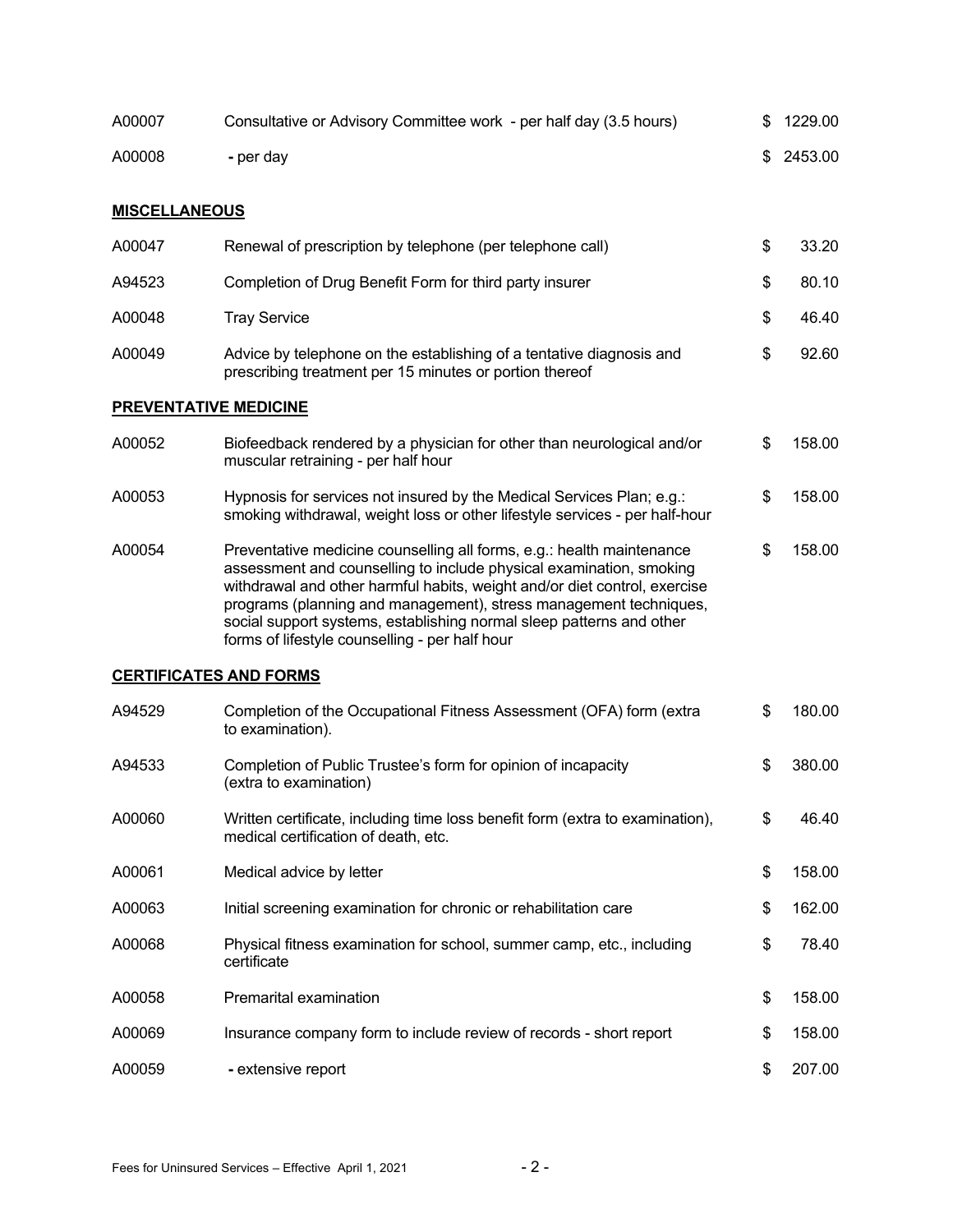| | | |
|---|---|---|
| A00007 | Consultative or Advisory Committee work - per half day (3.5 hours) | $ 1229.00 |
| A00008 | - per day | $ 2453.00 |

**MISCELLANEOUS**

| | | |
|---|---|---|
| A00047 | Renewal of prescription by telephone (per telephone call) | $ 33.20 |
| A94523 | Completion of Drug Benefit Form for third party insurer | $ 80.10 |
| A00048 | Tray Service | $ 46.40 |
| A00049 | Advice by telephone on the establishing of a tentative diagnosis and prescribing treatment per 15 minutes or portion thereof | $ 92.60 |

**PREVENTATIVE MEDICINE**

| | | |
|---|---|---|
| A00052 | Biofeedback rendered by a physician for other than neurological and/or muscular retraining - per half hour | $ 158.00 |
| A00053 | Hypnosis for services not insured by the Medical Services Plan; e.g.: smoking withdrawal, weight loss or other lifestyle services - per half-hour | $ 158.00 |
| A00054 | Preventative medicine counselling all forms, e.g.: health maintenance assessment and counselling to include physical examination, smoking withdrawal and other harmful habits, weight and/or diet control, exercise programs (planning and management), stress management techniques, social support systems, establishing normal sleep patterns and other forms of lifestyle counselling - per half hour | $ 158.00 |

**CERTIFICATES AND FORMS**

| | | |
|---|---|---|
| A94529 | Completion of the Occupational Fitness Assessment (OFA) form (extra to examination). | $ 180.00 |
| A94533 | Completion of Public Trustee's form for opinion of incapacity (extra to examination) | $ 380.00 |
| A00060 | Written certificate, including time loss benefit form (extra to examination), medical certification of death, etc. | $ 46.40 |
| A00061 | Medical advice by letter | $ 158.00 |
| A00063 | Initial screening examination for chronic or rehabilitation care | $ 162.00 |
| A00068 | Physical fitness examination for school, summer camp, etc., including certificate | $ 78.40 |
| A00058 | Premarital examination | $ 158.00 |
| A00069 | Insurance company form to include review of records - short report | $ 158.00 |
| A00059 | - extensive report | $ 207.00 |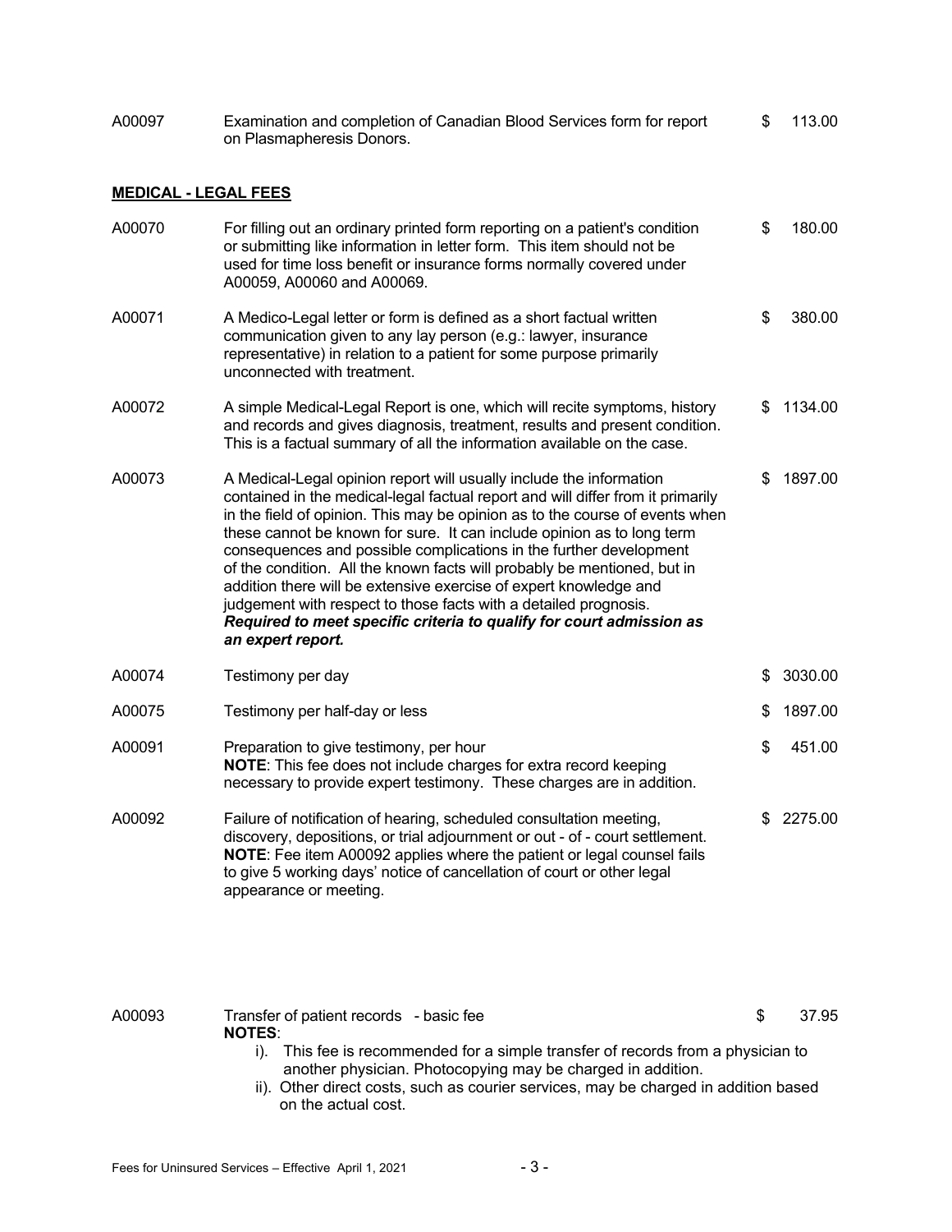| | | |
|---|---|---|
| A00097 | Examination and completion of Canadian Blood Services form for report on Plasmapheresis Donors. | $ 113.00 |

**MEDICAL - LEGAL FEES**

| | | |
|---|---|---|
| A00070 | For filling out an ordinary printed form reporting on a patient's condition or submitting like information in letter form. This item should not be used for time loss benefit or insurance forms normally covered under A00059, A00060 and A00069. | $ 180.00 |
| A00071 | A Medico-Legal letter or form is defined as a short factual written communication given to any lay person (e.g.: lawyer, insurance representative) in relation to a patient for some purpose primarily unconnected with treatment. | $ 380.00 |
| A00072 | A simple Medical-Legal Report is one, which will recite symptoms, history and records and gives diagnosis, treatment, results and present condition. This is a factual summary of all the information available on the case. | $ 1134.00 |
| A00073 | A Medical-Legal opinion report will usually include the information contained in the medical-legal factual report and will differ from it primarily in the field of opinion. This may be opinion as to the course of events when these cannot be known for sure. It can include opinion as to long term consequences and possible complications in the further development of the condition. All the known facts will probably be mentioned, but in addition there will be extensive exercise of expert knowledge and judgement with respect to those facts with a detailed prognosis. ***Required to meet specific criteria to qualify for court admission as an expert report.*** | $ 1897.00 |
| A00074 | Testimony per day | $ 3030.00 |
| A00075 | Testimony per half-day or less | $ 1897.00 |
| A00091 | Preparation to give testimony, per hour<br>**NOTE**: This fee does not include charges for extra record keeping necessary to provide expert testimony. These charges are in addition. | $ 451.00 |
| A00092 | Failure of notification of hearing, scheduled consultation meeting, discovery, depositions, or trial adjournment or out - of - court settlement.<br>**NOTE**: Fee item A00092 applies where the patient or legal counsel fails to give 5 working days' notice of cancellation of court or other legal appearance or meeting. | $ 2275.00 |
| A00093 | Transfer of patient records - basic fee | $ 37.95 |

**NOTES**:

i). This fee is recommended for a simple transfer of records from a physician to another physician. Photocopying may be charged in addition.

ii). Other direct costs, such as courier services, may be charged in addition based on the actual cost.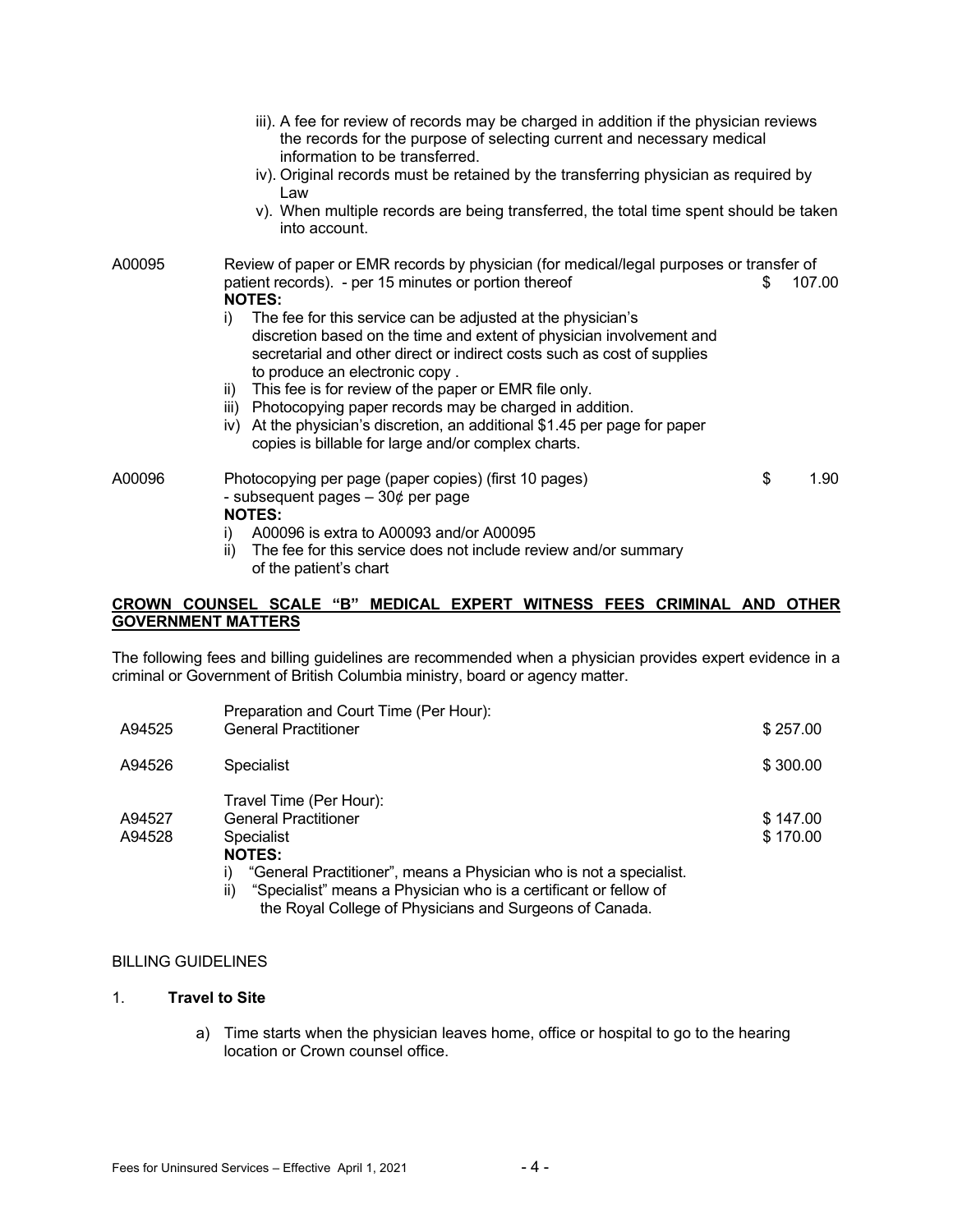iii). A fee for review of records may be charged in addition if the physician reviews the records for the purpose of selecting current and necessary medical information to be transferred.

iv). Original records must be retained by the transferring physician as required by Law

v). When multiple records are being transferred, the total time spent should be taken into account.

| | | |
|---|---|---|
| A00095 | Review of paper or EMR records by physician (for medical/legal purposes or transfer of patient records). - per 15 minutes or portion thereof | $ 107.00 |

**NOTES:**

i) The fee for this service can be adjusted at the physician's discretion based on the time and extent of physician involvement and secretarial and other direct or indirect costs such as cost of supplies to produce an electronic copy .

ii) This fee is for review of the paper or EMR file only.

iii) Photocopying paper records may be charged in addition.

iv) At the physician's discretion, an additional $1.45 per page for paper copies is billable for large and/or complex charts.

| | | |
|---|---|---|
| A00096 | Photocopying per page (paper copies) (first 10 pages) - subsequent pages – 30¢ per page | $ 1.90 |

**NOTES:**

i) A00096 is extra to A00093 and/or A00095

ii) The fee for this service does not include review and/or summary of the patient's chart

## CROWN COUNSEL SCALE "B" MEDICAL EXPERT WITNESS FEES CRIMINAL AND OTHER GOVERNMENT MATTERS

The following fees and billing guidelines are recommended when a physician provides expert evidence in a criminal or Government of British Columbia ministry, board or agency matter.

| | | |
|---|---|---|
| | Preparation and Court Time (Per Hour): | |
| A94525 | General Practitioner | $ 257.00 |
| A94526 | Specialist | $ 300.00 |
| | Travel Time (Per Hour): | |
| A94527 | General Practitioner | $ 147.00 |
| A94528 | Specialist | $ 170.00 |

**NOTES:**

i) "General Practitioner", means a Physician who is not a specialist.

ii) "Specialist" means a Physician who is a certificant or fellow of the Royal College of Physicians and Surgeons of Canada.

BILLING GUIDELINES

1. **Travel to Site**

   a) Time starts when the physician leaves home, office or hospital to go to the hearing location or Crown counsel office.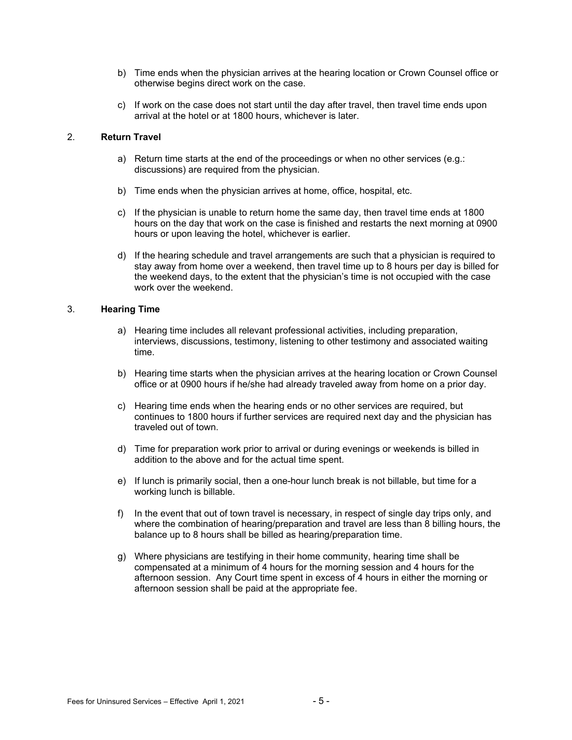b) Time ends when the physician arrives at the hearing location or Crown Counsel office or otherwise begins direct work on the case.

c) If work on the case does not start until the day after travel, then travel time ends upon arrival at the hotel or at 1800 hours, whichever is later.

2. **Return Travel**

a) Return time starts at the end of the proceedings or when no other services (e.g.: discussions) are required from the physician.

b) Time ends when the physician arrives at home, office, hospital, etc.

c) If the physician is unable to return home the same day, then travel time ends at 1800 hours on the day that work on the case is finished and restarts the next morning at 0900 hours or upon leaving the hotel, whichever is earlier.

d) If the hearing schedule and travel arrangements are such that a physician is required to stay away from home over a weekend, then travel time up to 8 hours per day is billed for the weekend days, to the extent that the physician's time is not occupied with the case work over the weekend.

3. **Hearing Time**

a) Hearing time includes all relevant professional activities, including preparation, interviews, discussions, testimony, listening to other testimony and associated waiting time.

b) Hearing time starts when the physician arrives at the hearing location or Crown Counsel office or at 0900 hours if he/she had already traveled away from home on a prior day.

c) Hearing time ends when the hearing ends or no other services are required, but continues to 1800 hours if further services are required next day and the physician has traveled out of town.

d) Time for preparation work prior to arrival or during evenings or weekends is billed in addition to the above and for the actual time spent.

e) If lunch is primarily social, then a one-hour lunch break is not billable, but time for a working lunch is billable.

f) In the event that out of town travel is necessary, in respect of single day trips only, and where the combination of hearing/preparation and travel are less than 8 billing hours, the balance up to 8 hours shall be billed as hearing/preparation time.

g) Where physicians are testifying in their home community, hearing time shall be compensated at a minimum of 4 hours for the morning session and 4 hours for the afternoon session. Any Court time spent in excess of 4 hours in either the morning or afternoon session shall be paid at the appropriate fee.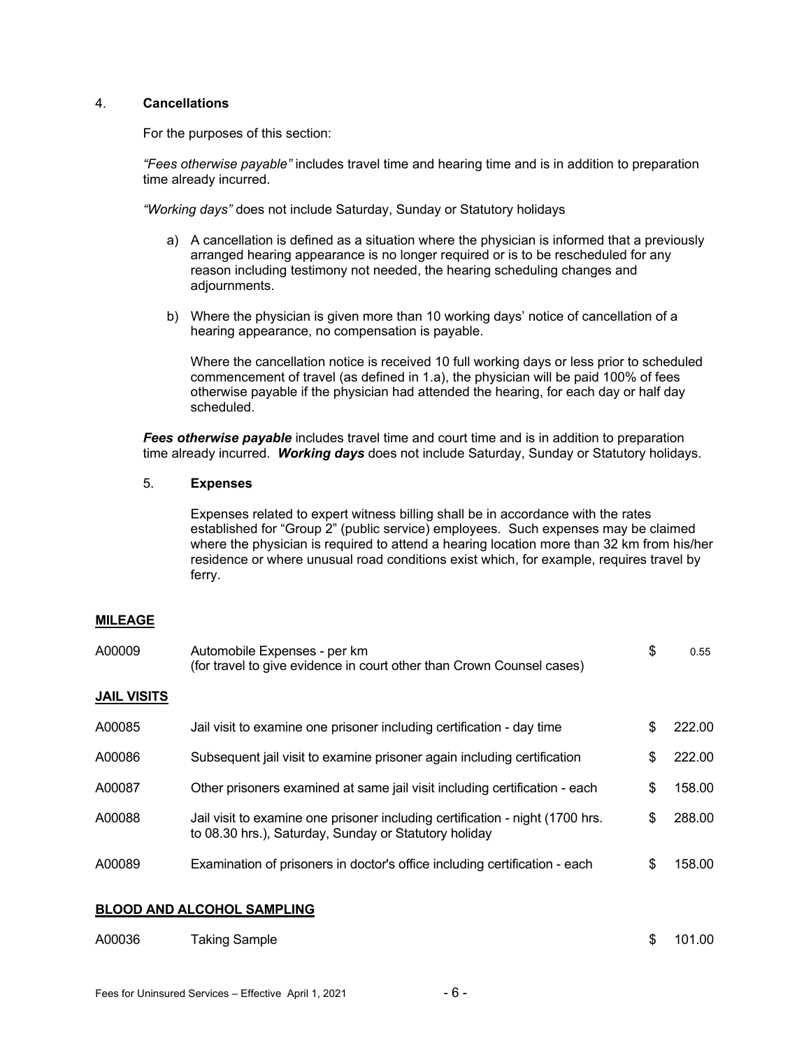4. **Cancellations**

For the purposes of this section:

*"Fees otherwise payable"* includes travel time and hearing time and is in addition to preparation time already incurred.

*"Working days"* does not include Saturday, Sunday or Statutory holidays

a) A cancellation is defined as a situation where the physician is informed that a previously arranged hearing appearance is no longer required or is to be rescheduled for any reason including testimony not needed, the hearing scheduling changes and adjournments.

b) Where the physician is given more than 10 working days' notice of cancellation of a hearing appearance, no compensation is payable.

Where the cancellation notice is received 10 full working days or less prior to scheduled commencement of travel (as defined in 1.a), the physician will be paid 100% of fees otherwise payable if the physician had attended the hearing, for each day or half day scheduled.

***Fees otherwise payable*** includes travel time and court time and is in addition to preparation time already incurred. ***Working days*** does not include Saturday, Sunday or Statutory holidays.

5. **Expenses**

Expenses related to expert witness billing shall be in accordance with the rates established for "Group 2" (public service) employees. Such expenses may be claimed where the physician is required to attend a hearing location more than 32 km from his/her residence or where unusual road conditions exist which, for example, requires travel by ferry.

**MILEAGE**

| Code | Description | Fee |
|---|---|---|
| A00009 | Automobile Expenses - per km (for travel to give evidence in court other than Crown Counsel cases) | $ 0.55 |

**JAIL VISITS**

| Code | Description | Fee |
|---|---|---|
| A00085 | Jail visit to examine one prisoner including certification - day time | $ 222.00 |
| A00086 | Subsequent jail visit to examine prisoner again including certification | $ 222.00 |
| A00087 | Other prisoners examined at same jail visit including certification - each | $ 158.00 |
| A00088 | Jail visit to examine one prisoner including certification - night (1700 hrs. to 08.30 hrs.), Saturday, Sunday or Statutory holiday | $ 288.00 |
| A00089 | Examination of prisoners in doctor's office including certification - each | $ 158.00 |

**BLOOD AND ALCOHOL SAMPLING**

| Code | Description | Fee |
|---|---|---|
| A00036 | Taking Sample | $ 101.00 |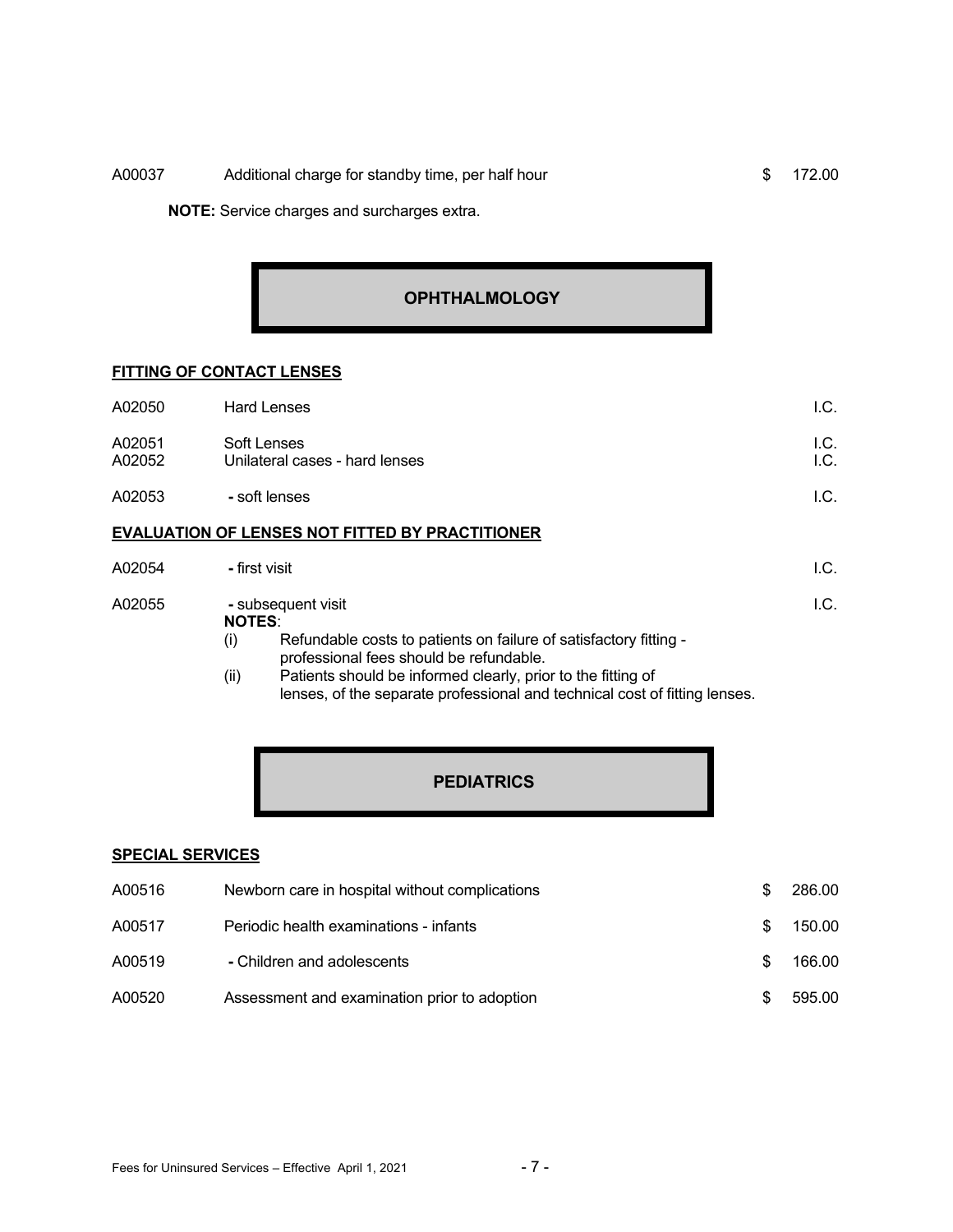| | | |
|---|---|---|
| A00037 | Additional charge for standby time, per half hour | $ 172.00 |

**NOTE:** Service charges and surcharges extra.

## OPHTHALMOLOGY

### FITTING OF CONTACT LENSES

| | | |
|---|---|---|
| A02050 | Hard Lenses | I.C. |
| A02051 | Soft Lenses | I.C. |
| A02052 | Unilateral cases - hard lenses | I.C. |
| A02053 | - soft lenses | I.C. |

### EVALUATION OF LENSES NOT FITTED BY PRACTITIONER

| | | |
|---|---|---|
| A02054 | - first visit | I.C. |
| A02055 | - subsequent visit | I.C. |

**NOTES**:

(i) Refundable costs to patients on failure of satisfactory fitting - professional fees should be refundable.

(ii) Patients should be informed clearly, prior to the fitting of lenses, of the separate professional and technical cost of fitting lenses.

## PEDIATRICS

### SPECIAL SERVICES

| | | |
|---|---|---|
| A00516 | Newborn care in hospital without complications | $ 286.00 |
| A00517 | Periodic health examinations - infants | $ 150.00 |
| A00519 | - Children and adolescents | $ 166.00 |
| A00520 | Assessment and examination prior to adoption | $ 595.00 |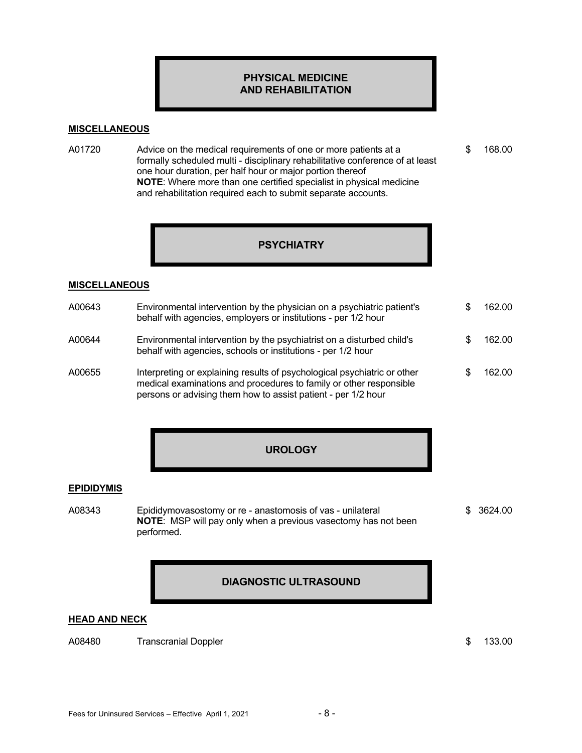## PHYSICAL MEDICINE AND REHABILITATION

### MISCELLANEOUS

| | | |
|---|---|---|
| A01720 | Advice on the medical requirements of one or more patients at a formally scheduled multi - disciplinary rehabilitative conference of at least one hour duration, per half hour or major portion thereof<br>**NOTE**: Where more than one certified specialist in physical medicine and rehabilitation required each to submit separate accounts. | $ 168.00 |

## PSYCHIATRY

### MISCELLANEOUS

| | | |
|---|---|---|
| A00643 | Environmental intervention by the physician on a psychiatric patient's behalf with agencies, employers or institutions - per 1/2 hour | $ 162.00 |
| A00644 | Environmental intervention by the psychiatrist on a disturbed child's behalf with agencies, schools or institutions - per 1/2 hour | $ 162.00 |
| A00655 | Interpreting or explaining results of psychological psychiatric or other medical examinations and procedures to family or other responsible persons or advising them how to assist patient - per 1/2 hour | $ 162.00 |

## UROLOGY

### EPIDIDYMIS

| | | |
|---|---|---|
| A08343 | Epididymovasostomy or re - anastomosis of vas - unilateral<br>**NOTE**: MSP will pay only when a previous vasectomy has not been performed. | $ 3624.00 |

## DIAGNOSTIC ULTRASOUND

### HEAD AND NECK

| | | |
|---|---|---|
| A08480 | Transcranial Doppler | $ 133.00 |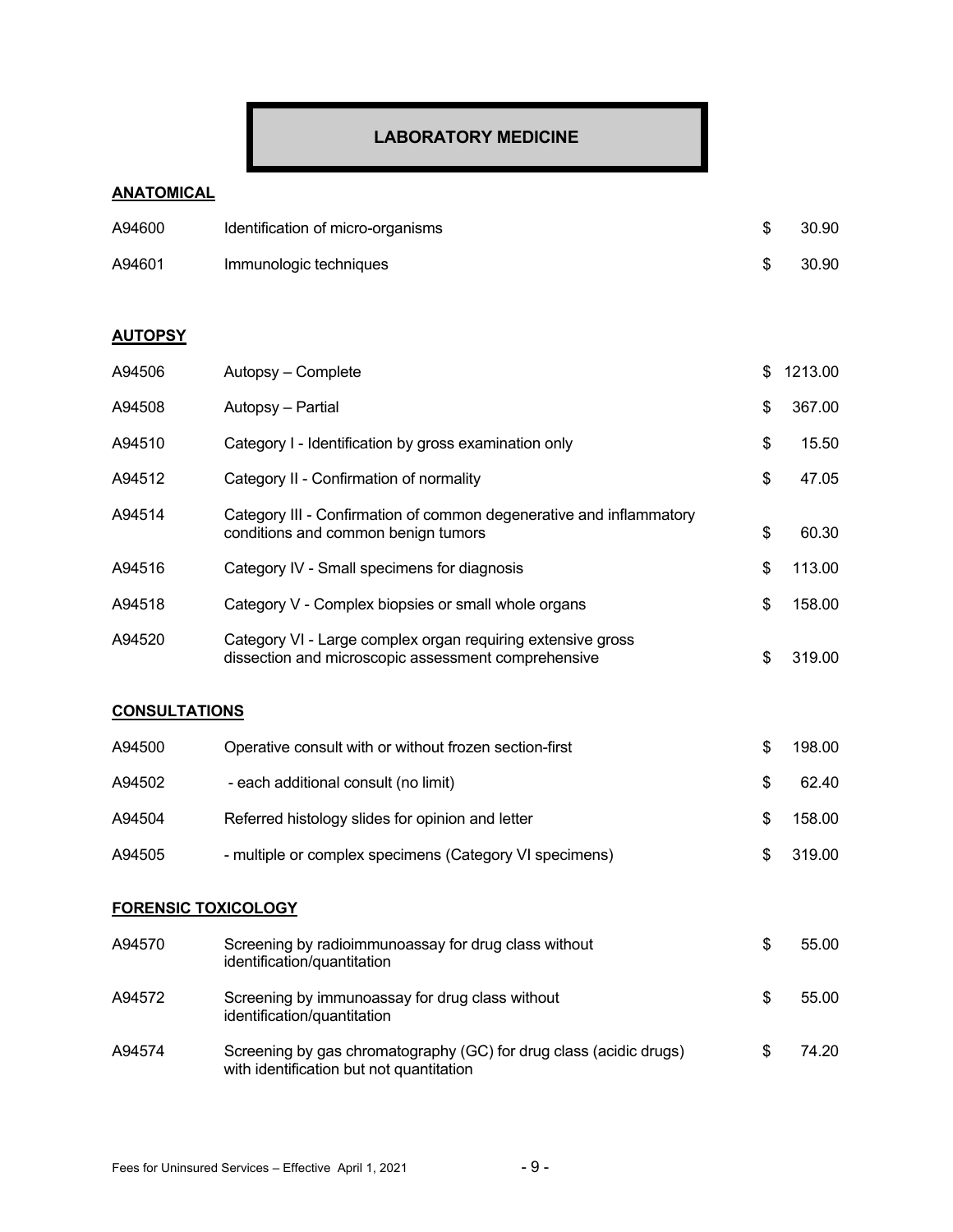# LABORATORY MEDICINE

## ANATOMICAL

| Code | Description | Fee |
|---|---|---|
| A94600 | Identification of micro-organisms | $ 30.90 |
| A94601 | Immunologic techniques | $ 30.90 |

## AUTOPSY

| Code | Description | Fee |
|---|---|---|
| A94506 | Autopsy – Complete | $ 1213.00 |
| A94508 | Autopsy – Partial | $ 367.00 |
| A94510 | Category I - Identification by gross examination only | $ 15.50 |
| A94512 | Category II - Confirmation of normality | $ 47.05 |
| A94514 | Category III - Confirmation of common degenerative and inflammatory conditions and common benign tumors | $ 60.30 |
| A94516 | Category IV - Small specimens for diagnosis | $ 113.00 |
| A94518 | Category V - Complex biopsies or small whole organs | $ 158.00 |
| A94520 | Category VI - Large complex organ requiring extensive gross dissection and microscopic assessment comprehensive | $ 319.00 |

## CONSULTATIONS

| Code | Description | Fee |
|---|---|---|
| A94500 | Operative consult with or without frozen section-first | $ 198.00 |
| A94502 | - each additional consult (no limit) | $ 62.40 |
| A94504 | Referred histology slides for opinion and letter | $ 158.00 |
| A94505 | - multiple or complex specimens (Category VI specimens) | $ 319.00 |

## FORENSIC TOXICOLOGY

| Code | Description | Fee |
|---|---|---|
| A94570 | Screening by radioimmunoassay for drug class without identification/quantitation | $ 55.00 |
| A94572 | Screening by immunoassay for drug class without identification/quantitation | $ 55.00 |
| A94574 | Screening by gas chromatography (GC) for drug class (acidic drugs) with identification but not quantitation | $ 74.20 |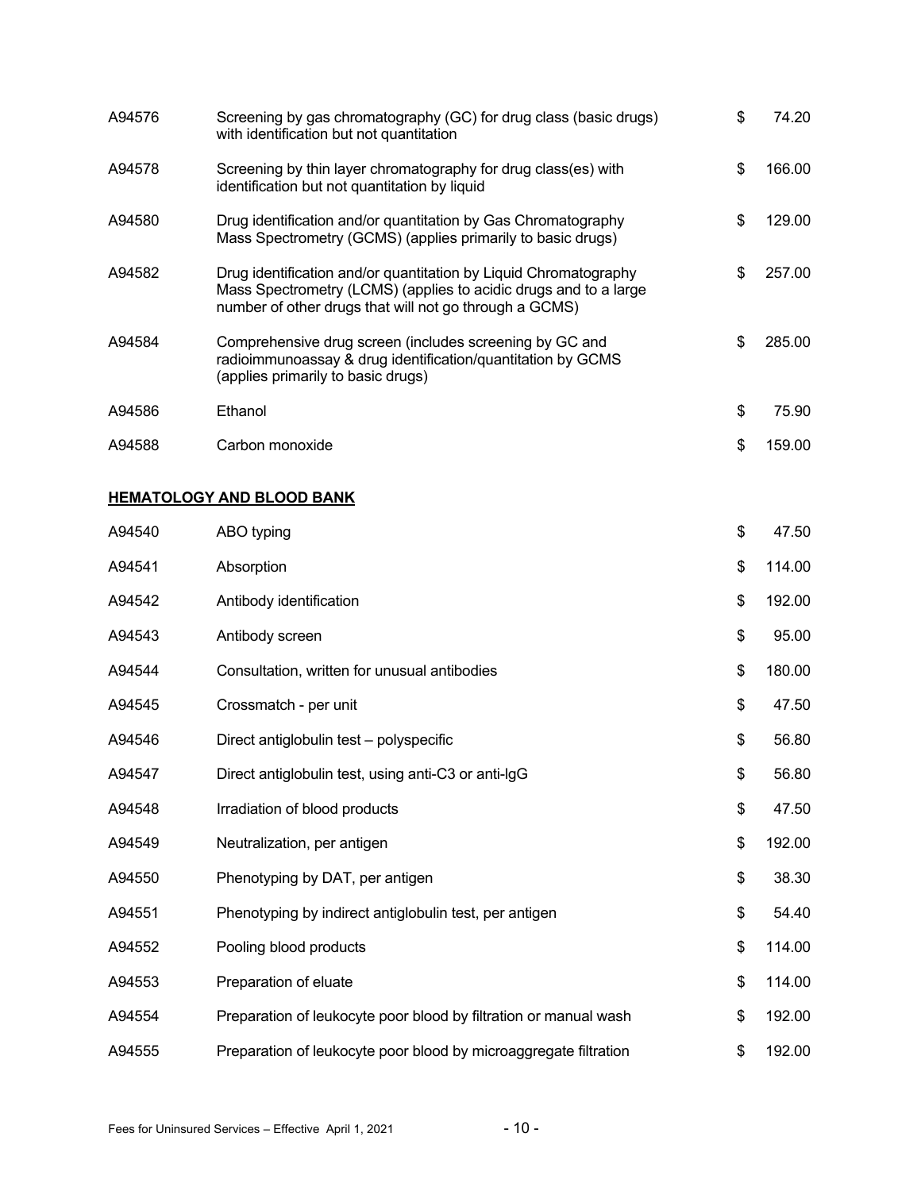| | | |
|---|---|---|
| A94576 | Screening by gas chromatography (GC) for drug class (basic drugs) with identification but not quantitation | $ 74.20 |
| A94578 | Screening by thin layer chromatography for drug class(es) with identification but not quantitation by liquid | $ 166.00 |
| A94580 | Drug identification and/or quantitation by Gas Chromatography Mass Spectrometry (GCMS) (applies primarily to basic drugs) | $ 129.00 |
| A94582 | Drug identification and/or quantitation by Liquid Chromatography Mass Spectrometry (LCMS) (applies to acidic drugs and to a large number of other drugs that will not go through a GCMS) | $ 257.00 |
| A94584 | Comprehensive drug screen (includes screening by GC and radioimmunoassay & drug identification/quantitation by GCMS (applies primarily to basic drugs) | $ 285.00 |
| A94586 | Ethanol | $ 75.90 |
| A94588 | Carbon monoxide | $ 159.00 |

**HEMATOLOGY AND BLOOD BANK**

| | | |
|---|---|---|
| A94540 | ABO typing | $ 47.50 |
| A94541 | Absorption | $ 114.00 |
| A94542 | Antibody identification | $ 192.00 |
| A94543 | Antibody screen | $ 95.00 |
| A94544 | Consultation, written for unusual antibodies | $ 180.00 |
| A94545 | Crossmatch - per unit | $ 47.50 |
| A94546 | Direct antiglobulin test – polyspecific | $ 56.80 |
| A94547 | Direct antiglobulin test, using anti-C3 or anti-IgG | $ 56.80 |
| A94548 | Irradiation of blood products | $ 47.50 |
| A94549 | Neutralization, per antigen | $ 192.00 |
| A94550 | Phenotyping by DAT, per antigen | $ 38.30 |
| A94551 | Phenotyping by indirect antiglobulin test, per antigen | $ 54.40 |
| A94552 | Pooling blood products | $ 114.00 |
| A94553 | Preparation of eluate | $ 114.00 |
| A94554 | Preparation of leukocyte poor blood by filtration or manual wash | $ 192.00 |
| A94555 | Preparation of leukocyte poor blood by microaggregate filtration | $ 192.00 |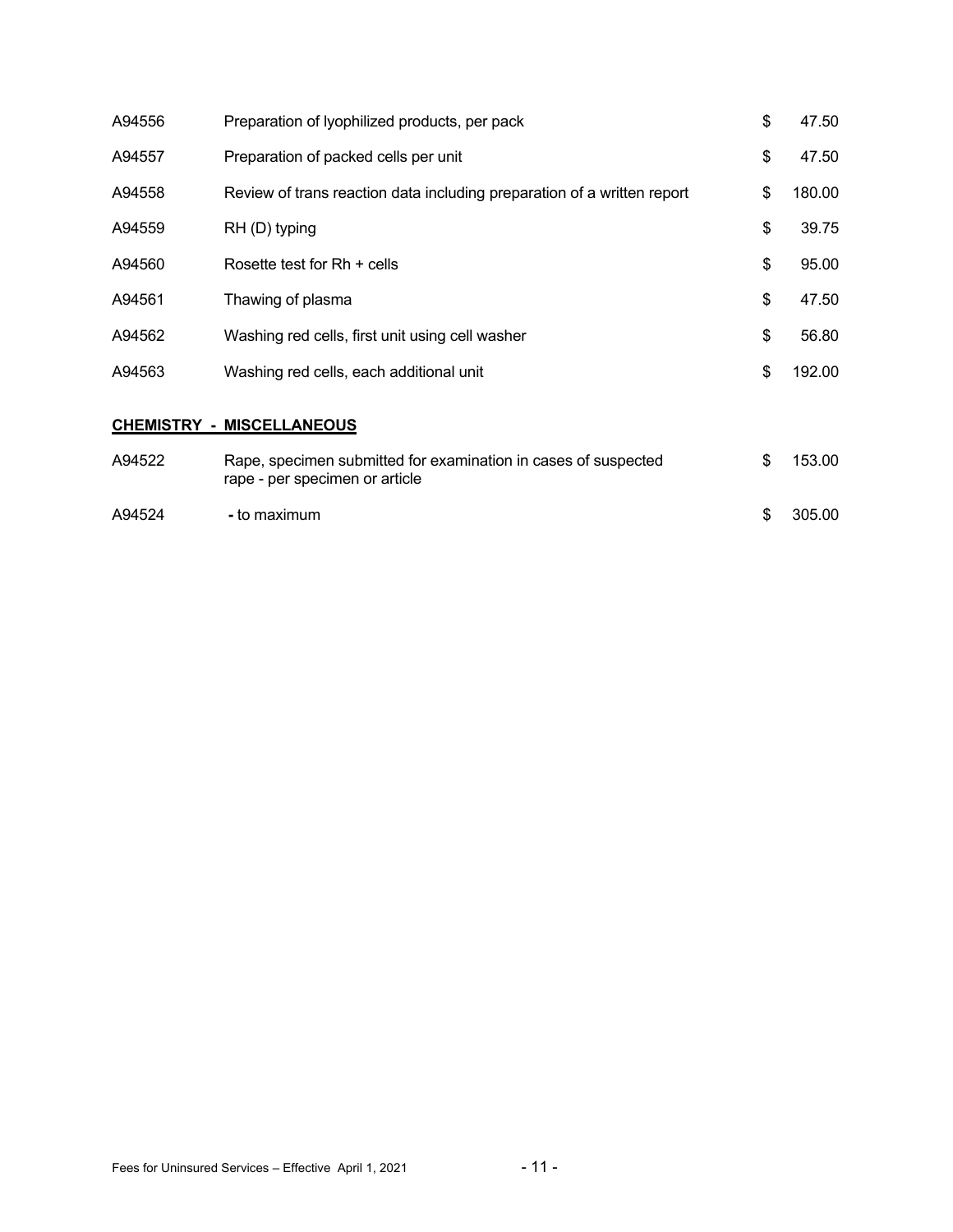| | | | |
|---|---|---|---|
| A94556 | Preparation of lyophilized products, per pack | $ | 47.50 |
| A94557 | Preparation of packed cells per unit | $ | 47.50 |
| A94558 | Review of trans reaction data including preparation of a written report | $ | 180.00 |
| A94559 | RH (D) typing | $ | 39.75 |
| A94560 | Rosette test for Rh + cells | $ | 95.00 |
| A94561 | Thawing of plasma | $ | 47.50 |
| A94562 | Washing red cells, first unit using cell washer | $ | 56.80 |
| A94563 | Washing red cells, each additional unit | $ | 192.00 |

**CHEMISTRY - MISCELLANEOUS**

| | | | |
|---|---|---|---|
| A94522 | Rape, specimen submitted for examination in cases of suspected rape - per specimen or article | $ | 153.00 |
| A94524 | **-** to maximum | $ | 305.00 |